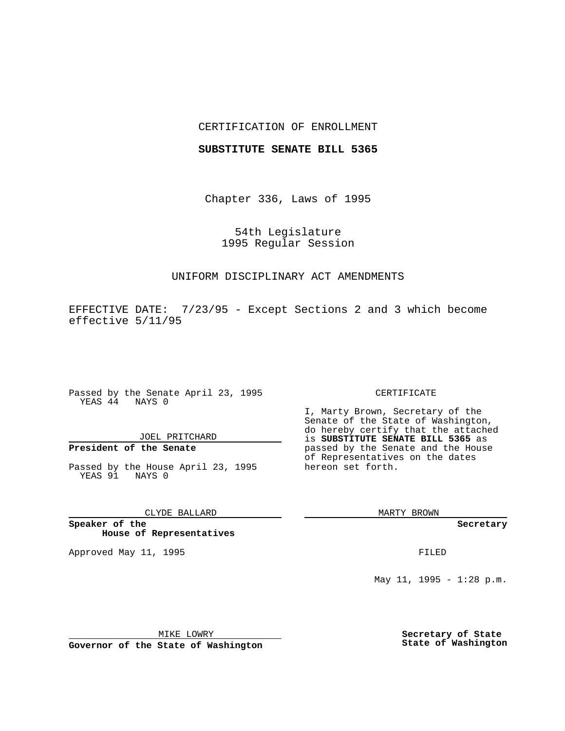CERTIFICATION OF ENROLLMENT

**SUBSTITUTE SENATE BILL 5365**

Chapter 336, Laws of 1995

54th Legislature
1995 Regular Session

UNIFORM DISCIPLINARY ACT AMENDMENTS

EFFECTIVE DATE: 7/23/95 - Except Sections 2 and 3 which become effective 5/11/95

Passed by the Senate April 23, 1995
YEAS 44 NAYS 0

JOEL PRITCHARD

**President of the Senate**

Passed by the House April 23, 1995
YEAS 91 NAYS 0

CLYDE BALLARD

**Speaker of the House of Representatives**

Approved May 11, 1995

MIKE LOWRY

**Governor of the State of Washington**

CERTIFICATE

I, Marty Brown, Secretary of the Senate of the State of Washington, do hereby certify that the attached is **SUBSTITUTE SENATE BILL 5365** as passed by the Senate and the House of Representatives on the dates hereon set forth.

MARTY BROWN

**Secretary**

FILED

May 11, 1995 - 1:28 p.m.

**Secretary of State**
**State of Washington**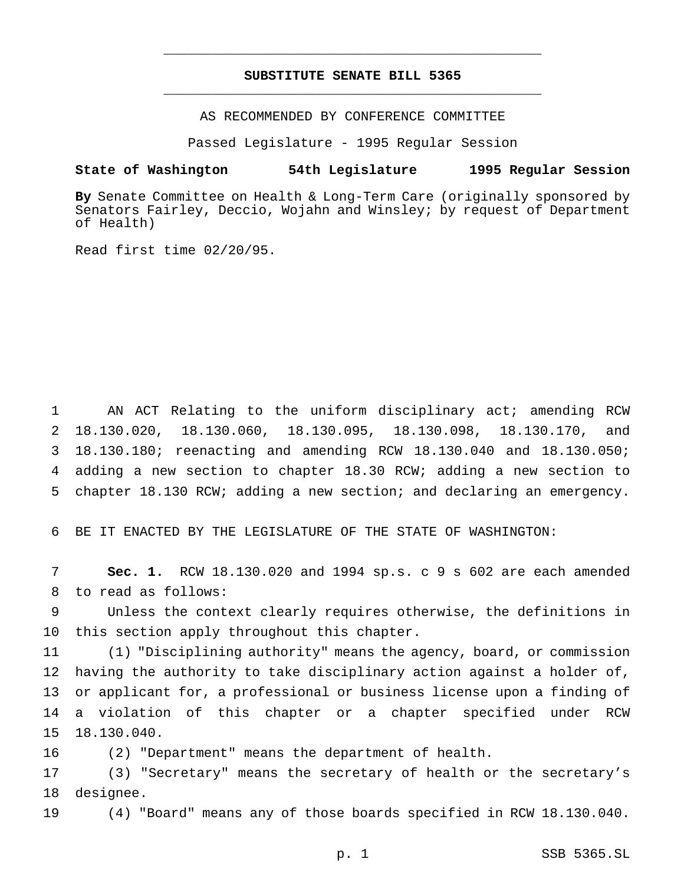# SUBSTITUTE SENATE BILL 5365

AS RECOMMENDED BY CONFERENCE COMMITTEE

Passed Legislature - 1995 Regular Session

**State of Washington 54th Legislature 1995 Regular Session**

**By** Senate Committee on Health & Long-Term Care (originally sponsored by Senators Fairley, Deccio, Wojahn and Winsley; by request of Department of Health)

Read first time 02/20/95.

AN ACT Relating to the uniform disciplinary act; amending RCW 18.130.020, 18.130.060, 18.130.095, 18.130.098, 18.130.170, and 18.130.180; reenacting and amending RCW 18.130.040 and 18.130.050; adding a new section to chapter 18.30 RCW; adding a new section to chapter 18.130 RCW; adding a new section; and declaring an emergency.

BE IT ENACTED BY THE LEGISLATURE OF THE STATE OF WASHINGTON:

**Sec. 1.** RCW 18.130.020 and 1994 sp.s. c 9 s 602 are each amended to read as follows:

Unless the context clearly requires otherwise, the definitions in this section apply throughout this chapter.

(1) "Disciplining authority" means the agency, board, or commission having the authority to take disciplinary action against a holder of, or applicant for, a professional or business license upon a finding of a violation of this chapter or a chapter specified under RCW 18.130.040.

(2) "Department" means the department of health.

(3) "Secretary" means the secretary of health or the secretary's designee.

(4) "Board" means any of those boards specified in RCW 18.130.040.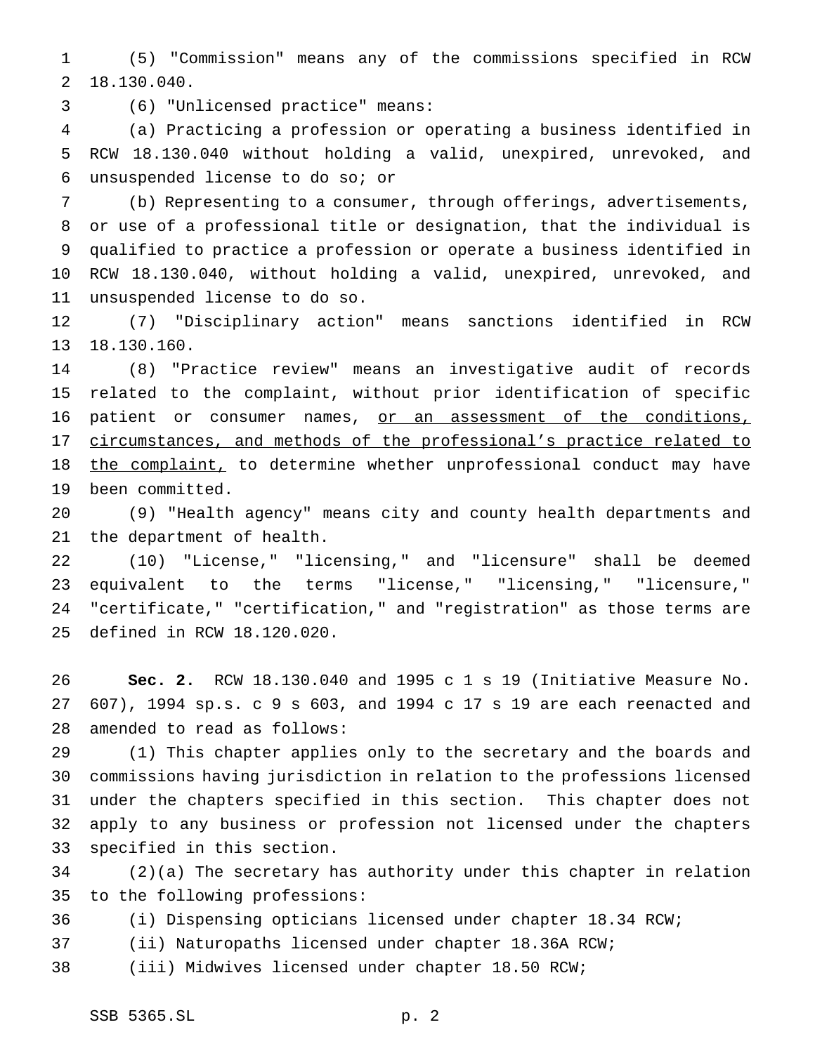(5) "Commission" means any of the commissions specified in RCW 18.130.040.

(6) "Unlicensed practice" means:

(a) Practicing a profession or operating a business identified in RCW 18.130.040 without holding a valid, unexpired, unrevoked, and unsuspended license to do so; or

(b) Representing to a consumer, through offerings, advertisements, or use of a professional title or designation, that the individual is qualified to practice a profession or operate a business identified in RCW 18.130.040, without holding a valid, unexpired, unrevoked, and unsuspended license to do so.

(7) "Disciplinary action" means sanctions identified in RCW 18.130.160.

(8) "Practice review" means an investigative audit of records related to the complaint, without prior identification of specific patient or consumer names, <u>or an assessment of the conditions, circumstances, and methods of the professional's practice related to the complaint,</u> to determine whether unprofessional conduct may have been committed.

(9) "Health agency" means city and county health departments and the department of health.

(10) "License," "licensing," and "licensure" shall be deemed equivalent to the terms "license," "licensing," "licensure," "certificate," "certification," and "registration" as those terms are defined in RCW 18.120.020.

**Sec. 2.** RCW 18.130.040 and 1995 c 1 s 19 (Initiative Measure No. 607), 1994 sp.s. c 9 s 603, and 1994 c 17 s 19 are each reenacted and amended to read as follows:

(1) This chapter applies only to the secretary and the boards and commissions having jurisdiction in relation to the professions licensed under the chapters specified in this section. This chapter does not apply to any business or profession not licensed under the chapters specified in this section.

(2)(a) The secretary has authority under this chapter in relation to the following professions:

(i) Dispensing opticians licensed under chapter 18.34 RCW;

(ii) Naturopaths licensed under chapter 18.36A RCW;

(iii) Midwives licensed under chapter 18.50 RCW;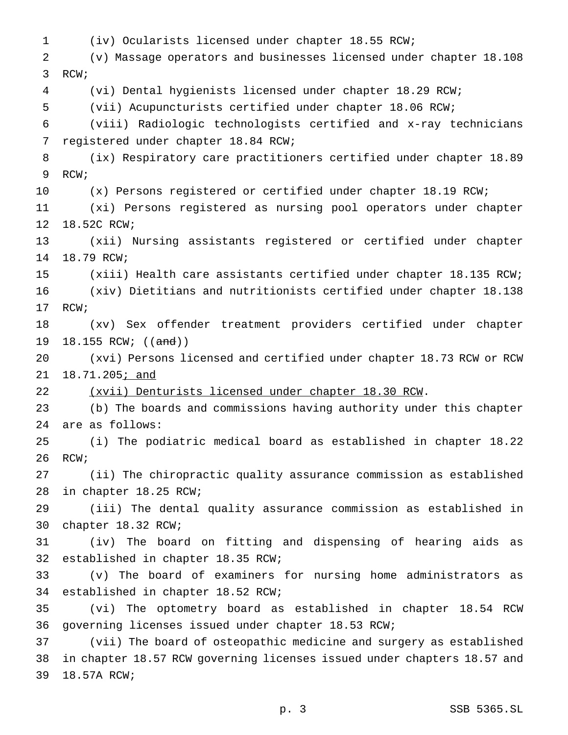(iv) Ocularists licensed under chapter 18.55 RCW;

(v) Massage operators and businesses licensed under chapter 18.108 RCW;

(vi) Dental hygienists licensed under chapter 18.29 RCW;

(vii) Acupuncturists certified under chapter 18.06 RCW;

(viii) Radiologic technologists certified and x-ray technicians registered under chapter 18.84 RCW;

(ix) Respiratory care practitioners certified under chapter 18.89 RCW;

(x) Persons registered or certified under chapter 18.19 RCW;

(xi) Persons registered as nursing pool operators under chapter 18.52C RCW;

(xii) Nursing assistants registered or certified under chapter 18.79 RCW;

(xiii) Health care assistants certified under chapter 18.135 RCW;

(xiv) Dietitians and nutritionists certified under chapter 18.138 RCW;

(xv) Sex offender treatment providers certified under chapter 18.155 RCW; ((~~and~~))

(xvi) Persons licensed and certified under chapter 18.73 RCW or RCW 18.71.205<u>; and</u>

<u>(xvii) Denturists licensed under chapter 18.30 RCW</u>.

(b) The boards and commissions having authority under this chapter are as follows:

(i) The podiatric medical board as established in chapter 18.22 RCW;

(ii) The chiropractic quality assurance commission as established in chapter 18.25 RCW;

(iii) The dental quality assurance commission as established in chapter 18.32 RCW;

(iv) The board on fitting and dispensing of hearing aids as established in chapter 18.35 RCW;

(v) The board of examiners for nursing home administrators as established in chapter 18.52 RCW;

(vi) The optometry board as established in chapter 18.54 RCW governing licenses issued under chapter 18.53 RCW;

(vii) The board of osteopathic medicine and surgery as established in chapter 18.57 RCW governing licenses issued under chapters 18.57 and 18.57A RCW;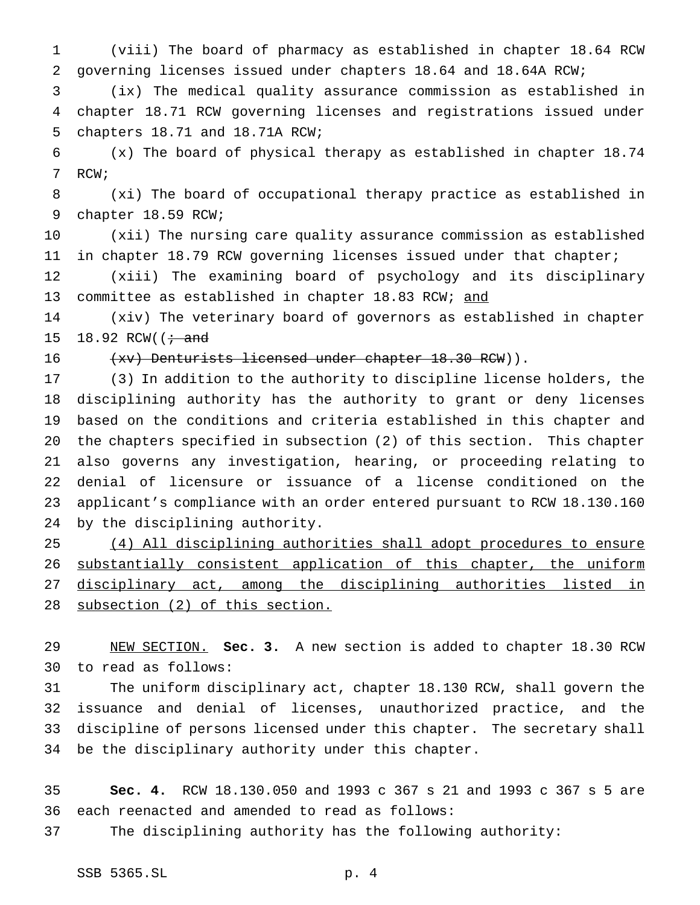(viii) The board of pharmacy as established in chapter 18.64 RCW governing licenses issued under chapters 18.64 and 18.64A RCW;

(ix) The medical quality assurance commission as established in chapter 18.71 RCW governing licenses and registrations issued under chapters 18.71 and 18.71A RCW;

(x) The board of physical therapy as established in chapter 18.74 RCW;

(xi) The board of occupational therapy practice as established in chapter 18.59 RCW;

(xii) The nursing care quality assurance commission as established in chapter 18.79 RCW governing licenses issued under that chapter;

(xiii) The examining board of psychology and its disciplinary committee as established in chapter 18.83 RCW; <u>and</u>

(xiv) The veterinary board of governors as established in chapter 18.92 RCW((~~; and~~

~~(xv) Denturists licensed under chapter 18.30 RCW~~)).

(3) In addition to the authority to discipline license holders, the disciplining authority has the authority to grant or deny licenses based on the conditions and criteria established in this chapter and the chapters specified in subsection (2) of this section. This chapter also governs any investigation, hearing, or proceeding relating to denial of licensure or issuance of a license conditioned on the applicant's compliance with an order entered pursuant to RCW 18.130.160 by the disciplining authority.

<u>(4) All disciplining authorities shall adopt procedures to ensure substantially consistent application of this chapter, the uniform disciplinary act, among the disciplining authorities listed in subsection (2) of this section.</u>

<u>NEW SECTION.</u> **Sec. 3.** A new section is added to chapter 18.30 RCW to read as follows:

The uniform disciplinary act, chapter 18.130 RCW, shall govern the issuance and denial of licenses, unauthorized practice, and the discipline of persons licensed under this chapter. The secretary shall be the disciplinary authority under this chapter.

**Sec. 4.** RCW 18.130.050 and 1993 c 367 s 21 and 1993 c 367 s 5 are each reenacted and amended to read as follows:

The disciplining authority has the following authority: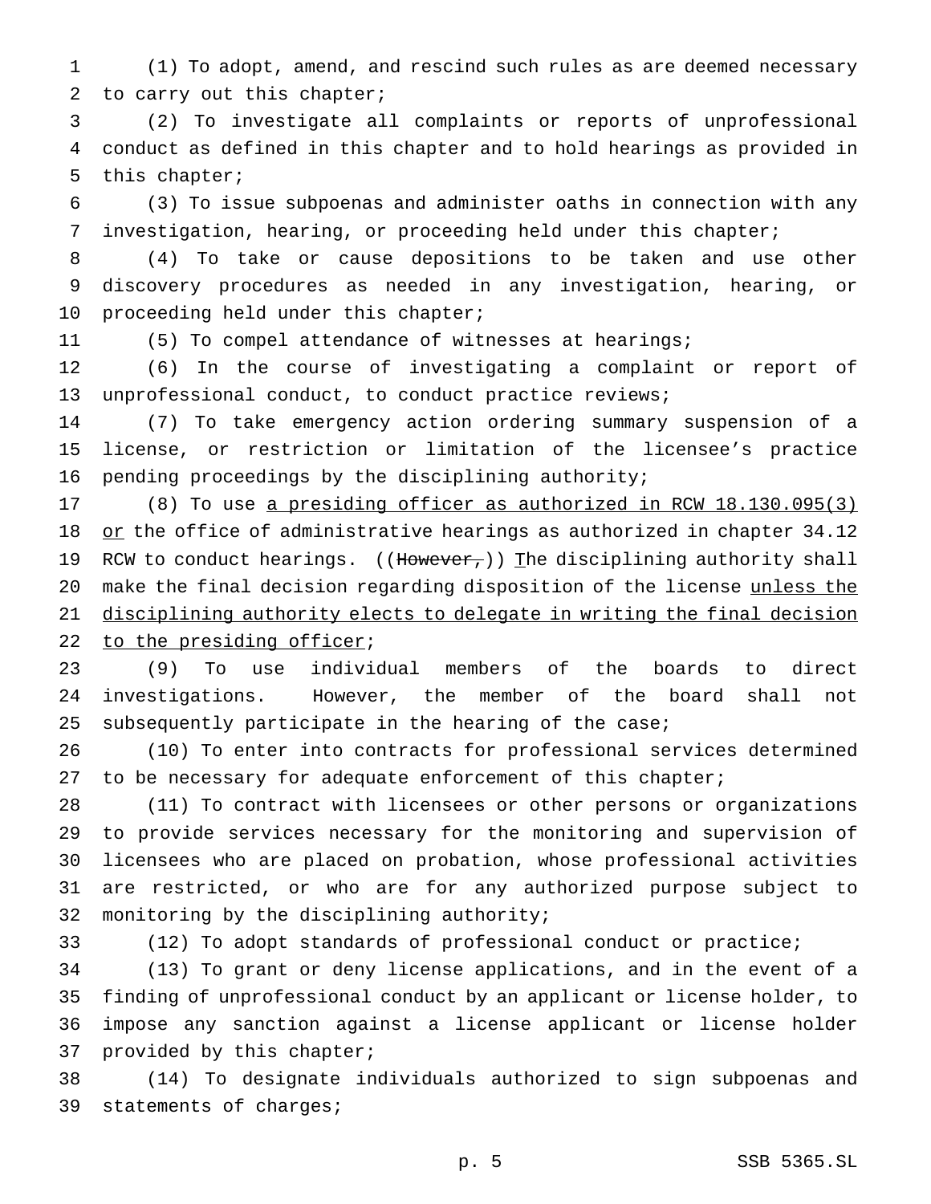(1) To adopt, amend, and rescind such rules as are deemed necessary to carry out this chapter;

(2) To investigate all complaints or reports of unprofessional conduct as defined in this chapter and to hold hearings as provided in this chapter;

(3) To issue subpoenas and administer oaths in connection with any investigation, hearing, or proceeding held under this chapter;

(4) To take or cause depositions to be taken and use other discovery procedures as needed in any investigation, hearing, or proceeding held under this chapter;

(5) To compel attendance of witnesses at hearings;

(6) In the course of investigating a complaint or report of unprofessional conduct, to conduct practice reviews;

(7) To take emergency action ordering summary suspension of a license, or restriction or limitation of the licensee's practice pending proceedings by the disciplining authority;

(8) To use <u>a presiding officer as authorized in RCW 18.130.095(3) or</u> the office of administrative hearings as authorized in chapter 34.12 RCW to conduct hearings. ((~~However,~~)) <u>T</u>he disciplining authority shall make the final decision regarding disposition of the license <u>unless the disciplining authority elects to delegate in writing the final decision to the presiding officer</u>;

(9) To use individual members of the boards to direct investigations. However, the member of the board shall not subsequently participate in the hearing of the case;

(10) To enter into contracts for professional services determined to be necessary for adequate enforcement of this chapter;

(11) To contract with licensees or other persons or organizations to provide services necessary for the monitoring and supervision of licensees who are placed on probation, whose professional activities are restricted, or who are for any authorized purpose subject to monitoring by the disciplining authority;

(12) To adopt standards of professional conduct or practice;

(13) To grant or deny license applications, and in the event of a finding of unprofessional conduct by an applicant or license holder, to impose any sanction against a license applicant or license holder provided by this chapter;

(14) To designate individuals authorized to sign subpoenas and statements of charges;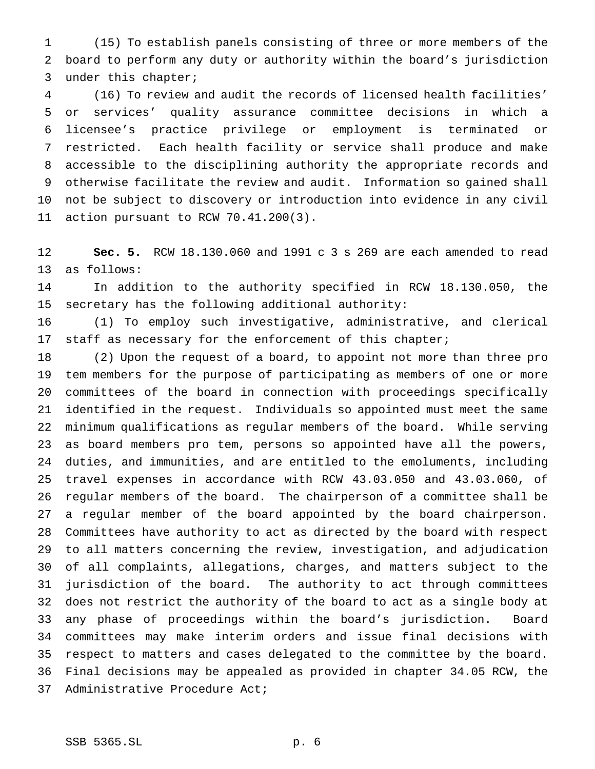(15) To establish panels consisting of three or more members of the board to perform any duty or authority within the board's jurisdiction under this chapter;

(16) To review and audit the records of licensed health facilities' or services' quality assurance committee decisions in which a licensee's practice privilege or employment is terminated or restricted. Each health facility or service shall produce and make accessible to the disciplining authority the appropriate records and otherwise facilitate the review and audit. Information so gained shall not be subject to discovery or introduction into evidence in any civil action pursuant to RCW 70.41.200(3).

**Sec. 5.** RCW 18.130.060 and 1991 c 3 s 269 are each amended to read as follows:

In addition to the authority specified in RCW 18.130.050, the secretary has the following additional authority:

(1) To employ such investigative, administrative, and clerical staff as necessary for the enforcement of this chapter;

(2) Upon the request of a board, to appoint not more than three pro tem members for the purpose of participating as members of one or more committees of the board in connection with proceedings specifically identified in the request. Individuals so appointed must meet the same minimum qualifications as regular members of the board. While serving as board members pro tem, persons so appointed have all the powers, duties, and immunities, and are entitled to the emoluments, including travel expenses in accordance with RCW 43.03.050 and 43.03.060, of regular members of the board. The chairperson of a committee shall be a regular member of the board appointed by the board chairperson. Committees have authority to act as directed by the board with respect to all matters concerning the review, investigation, and adjudication of all complaints, allegations, charges, and matters subject to the jurisdiction of the board. The authority to act through committees does not restrict the authority of the board to act as a single body at any phase of proceedings within the board's jurisdiction. Board committees may make interim orders and issue final decisions with respect to matters and cases delegated to the committee by the board. Final decisions may be appealed as provided in chapter 34.05 RCW, the Administrative Procedure Act;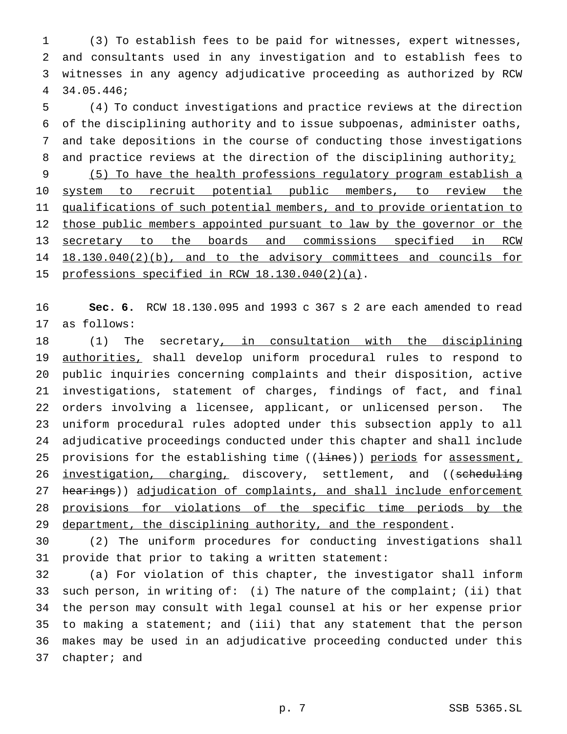(3) To establish fees to be paid for witnesses, expert witnesses, and consultants used in any investigation and to establish fees to witnesses in any agency adjudicative proceeding as authorized by RCW 34.05.446;

(4) To conduct investigations and practice reviews at the direction of the disciplining authority and to issue subpoenas, administer oaths, and take depositions in the course of conducting those investigations and practice reviews at the direction of the disciplining authority<u>;</u>

<u>(5) To have the health professions regulatory program establish a system to recruit potential public members, to review the qualifications of such potential members, and to provide orientation to those public members appointed pursuant to law by the governor or the secretary to the boards and commissions specified in RCW 18.130.040(2)(b), and to the advisory committees and councils for professions specified in RCW 18.130.040(2)(a)</u>.

**Sec. 6.** RCW 18.130.095 and 1993 c 367 s 2 are each amended to read as follows:

(1) The secretary<u>, in consultation with the disciplining authorities,</u> shall develop uniform procedural rules to respond to public inquiries concerning complaints and their disposition, active investigations, statement of charges, findings of fact, and final orders involving a licensee, applicant, or unlicensed person. The uniform procedural rules adopted under this subsection apply to all adjudicative proceedings conducted under this chapter and shall include provisions for the establishing time ((~~lines~~)) <u>periods</u> for <u>assessment, investigation, charging,</u> discovery, settlement, and ((~~scheduling hearings~~)) <u>adjudication of complaints, and shall include enforcement provisions for violations of the specific time periods by the department, the disciplining authority, and the respondent</u>.

(2) The uniform procedures for conducting investigations shall provide that prior to taking a written statement:

(a) For violation of this chapter, the investigator shall inform such person, in writing of: (i) The nature of the complaint; (ii) that the person may consult with legal counsel at his or her expense prior to making a statement; and (iii) that any statement that the person makes may be used in an adjudicative proceeding conducted under this chapter; and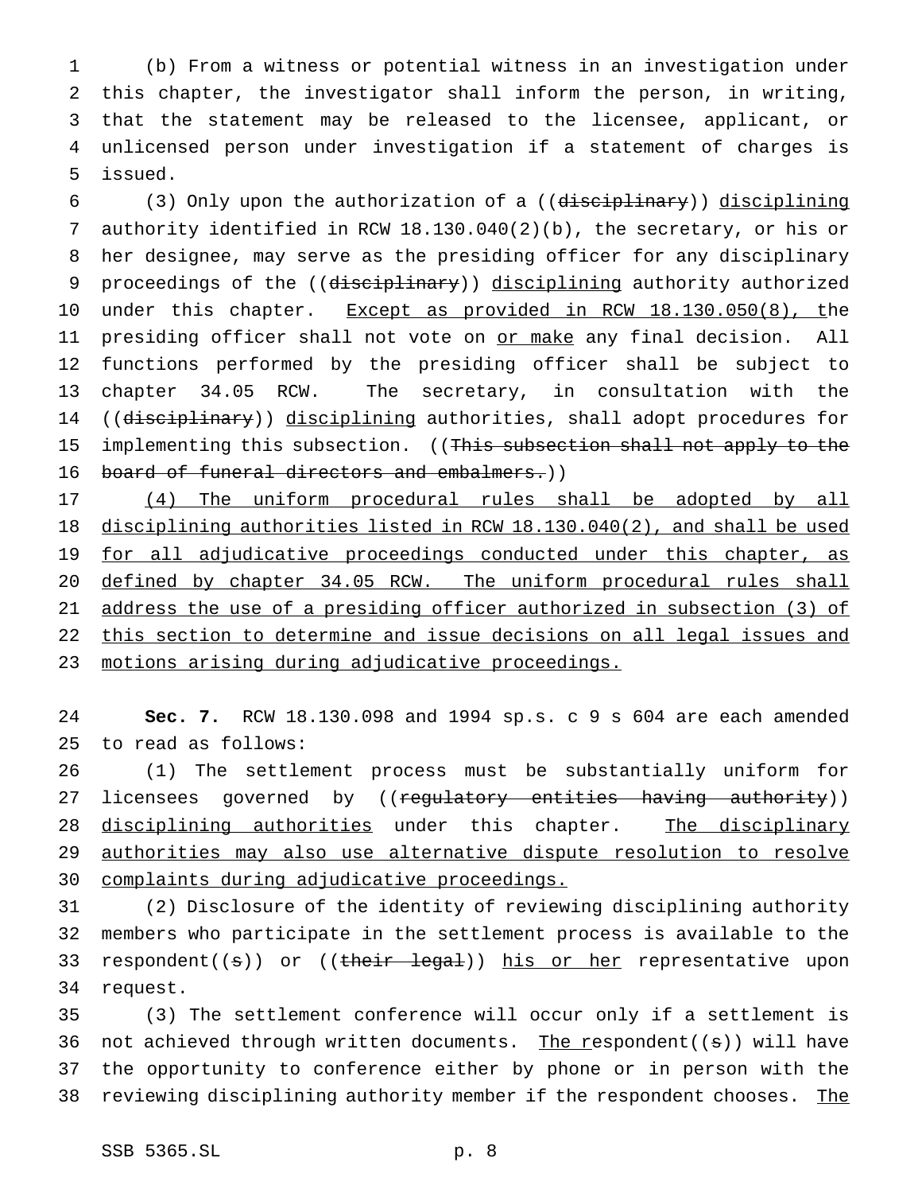(b) From a witness or potential witness in an investigation under this chapter, the investigator shall inform the person, in writing, that the statement may be released to the licensee, applicant, or unlicensed person under investigation if a statement of charges is issued.

(3) Only upon the authorization of a ((~~disciplinary~~)) <u>disciplining</u> authority identified in RCW 18.130.040(2)(b), the secretary, or his or her designee, may serve as the presiding officer for any disciplinary proceedings of the ((~~disciplinary~~)) <u>disciplining</u> authority authorized under this chapter. <u>Except as provided in RCW 18.130.050(8), t</u>he presiding officer shall not vote on <u>or make</u> any final decision. All functions performed by the presiding officer shall be subject to chapter 34.05 RCW. The secretary, in consultation with the ((~~disciplinary~~)) <u>disciplining</u> authorities, shall adopt procedures for implementing this subsection. ((~~This subsection shall not apply to the board of funeral directors and embalmers.~~))

<u>(4) The uniform procedural rules shall be adopted by all disciplining authorities listed in RCW 18.130.040(2), and shall be used for all adjudicative proceedings conducted under this chapter, as defined by chapter 34.05 RCW. The uniform procedural rules shall address the use of a presiding officer authorized in subsection (3) of this section to determine and issue decisions on all legal issues and motions arising during adjudicative proceedings.</u>

**Sec. 7.** RCW 18.130.098 and 1994 sp.s. c 9 s 604 are each amended to read as follows:

(1) The settlement process must be substantially uniform for licensees governed by ((~~regulatory entities having authority~~)) <u>disciplining authorities</u> under this chapter. <u>The disciplinary authorities may also use alternative dispute resolution to resolve complaints during adjudicative proceedings.</u>

(2) Disclosure of the identity of reviewing disciplining authority members who participate in the settlement process is available to the respondent((~~s~~)) or ((~~their legal~~)) <u>his or her</u> representative upon request.

(3) The settlement conference will occur only if a settlement is not achieved through written documents. <u>The r</u>espondent((~~s~~)) will have the opportunity to conference either by phone or in person with the reviewing disciplining authority member if the respondent chooses. <u>The</u>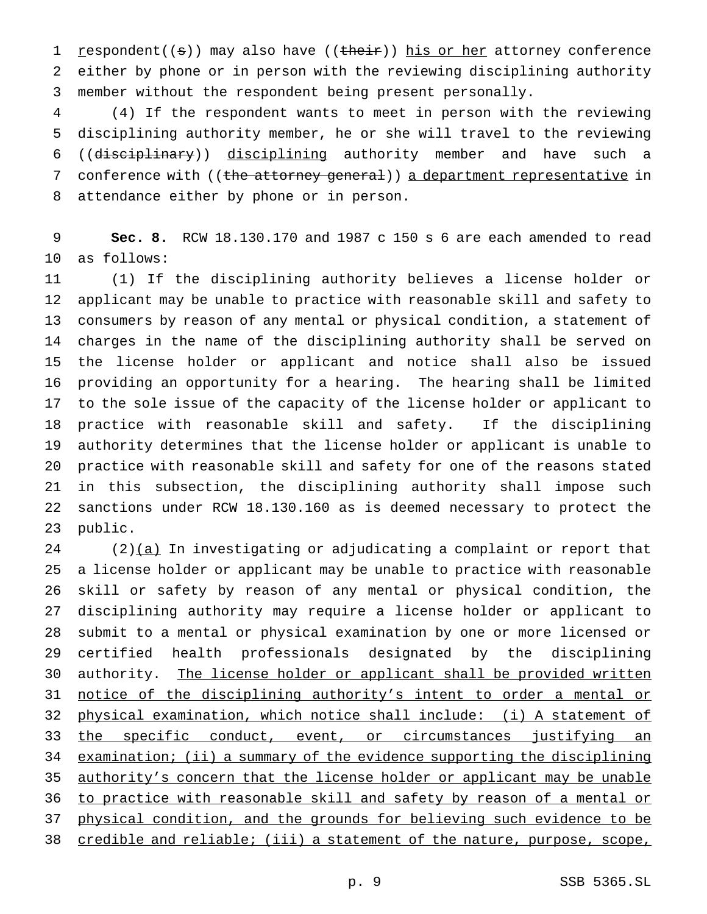respondent((s)) may also have ((their)) his or her attorney conference either by phone or in person with the reviewing disciplining authority member without the respondent being present personally.

(4) If the respondent wants to meet in person with the reviewing disciplining authority member, he or she will travel to the reviewing ((disciplinary)) disciplining authority member and have such a conference with ((the attorney general)) a department representative in attendance either by phone or in person.

**Sec. 8.** RCW 18.130.170 and 1987 c 150 s 6 are each amended to read as follows:

(1) If the disciplining authority believes a license holder or applicant may be unable to practice with reasonable skill and safety to consumers by reason of any mental or physical condition, a statement of charges in the name of the disciplining authority shall be served on the license holder or applicant and notice shall also be issued providing an opportunity for a hearing. The hearing shall be limited to the sole issue of the capacity of the license holder or applicant to practice with reasonable skill and safety. If the disciplining authority determines that the license holder or applicant is unable to practice with reasonable skill and safety for one of the reasons stated in this subsection, the disciplining authority shall impose such sanctions under RCW 18.130.160 as is deemed necessary to protect the public.

(2)(a) In investigating or adjudicating a complaint or report that a license holder or applicant may be unable to practice with reasonable skill or safety by reason of any mental or physical condition, the disciplining authority may require a license holder or applicant to submit to a mental or physical examination by one or more licensed or certified health professionals designated by the disciplining authority. The license holder or applicant shall be provided written notice of the disciplining authority's intent to order a mental or physical examination, which notice shall include: (i) A statement of the specific conduct, event, or circumstances justifying an examination; (ii) a summary of the evidence supporting the disciplining authority's concern that the license holder or applicant may be unable to practice with reasonable skill and safety by reason of a mental or physical condition, and the grounds for believing such evidence to be credible and reliable; (iii) a statement of the nature, purpose, scope,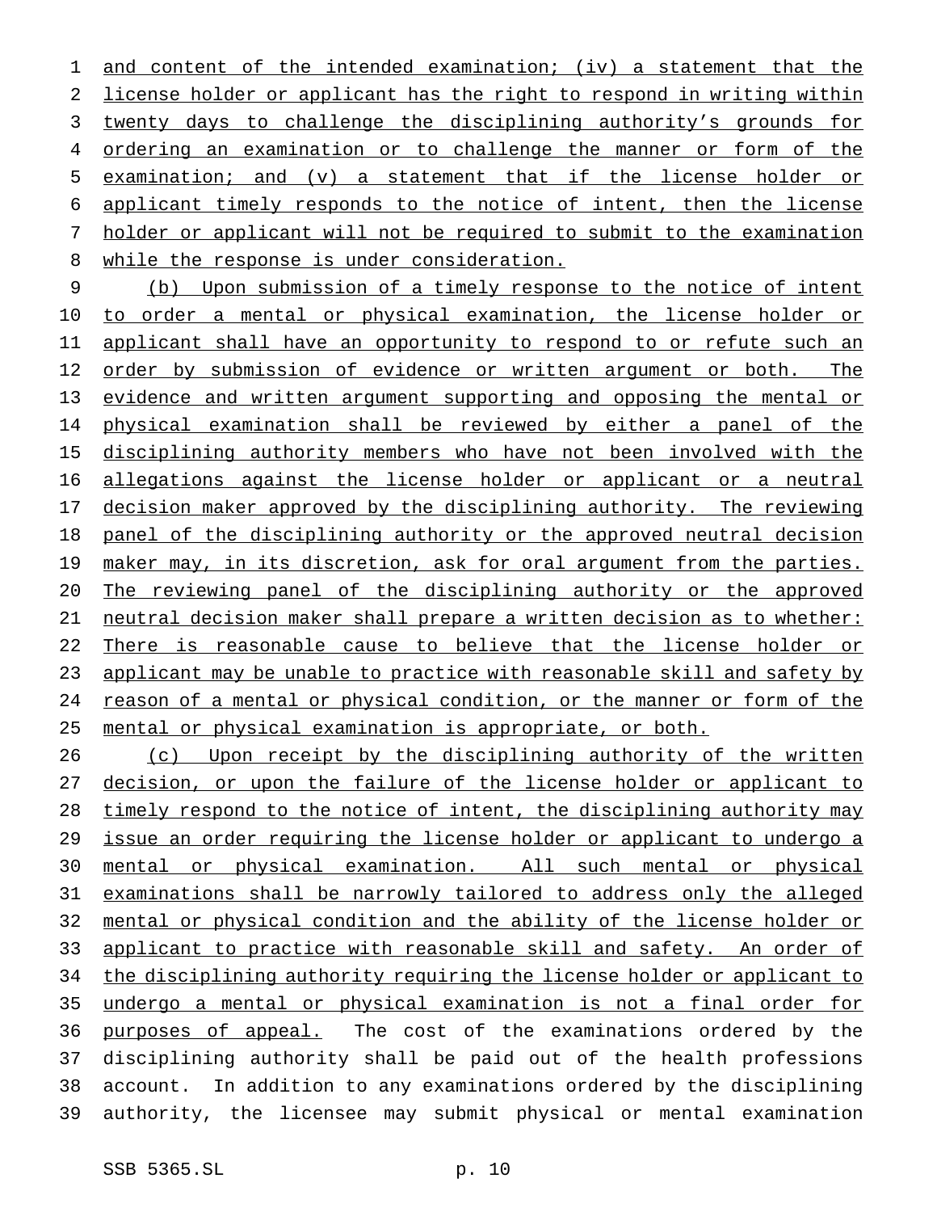and content of the intended examination; (iv) a statement that the license holder or applicant has the right to respond in writing within twenty days to challenge the disciplining authority's grounds for ordering an examination or to challenge the manner or form of the examination; and (v) a statement that if the license holder or applicant timely responds to the notice of intent, then the license holder or applicant will not be required to submit to the examination while the response is under consideration.

(b) Upon submission of a timely response to the notice of intent to order a mental or physical examination, the license holder or applicant shall have an opportunity to respond to or refute such an order by submission of evidence or written argument or both. The evidence and written argument supporting and opposing the mental or physical examination shall be reviewed by either a panel of the disciplining authority members who have not been involved with the allegations against the license holder or applicant or a neutral decision maker approved by the disciplining authority. The reviewing panel of the disciplining authority or the approved neutral decision maker may, in its discretion, ask for oral argument from the parties. The reviewing panel of the disciplining authority or the approved neutral decision maker shall prepare a written decision as to whether: There is reasonable cause to believe that the license holder or applicant may be unable to practice with reasonable skill and safety by reason of a mental or physical condition, or the manner or form of the mental or physical examination is appropriate, or both.

(c) Upon receipt by the disciplining authority of the written decision, or upon the failure of the license holder or applicant to timely respond to the notice of intent, the disciplining authority may issue an order requiring the license holder or applicant to undergo a mental or physical examination. All such mental or physical examinations shall be narrowly tailored to address only the alleged mental or physical condition and the ability of the license holder or applicant to practice with reasonable skill and safety. An order of the disciplining authority requiring the license holder or applicant to undergo a mental or physical examination is not a final order for purposes of appeal. The cost of the examinations ordered by the disciplining authority shall be paid out of the health professions account. In addition to any examinations ordered by the disciplining authority, the licensee may submit physical or mental examination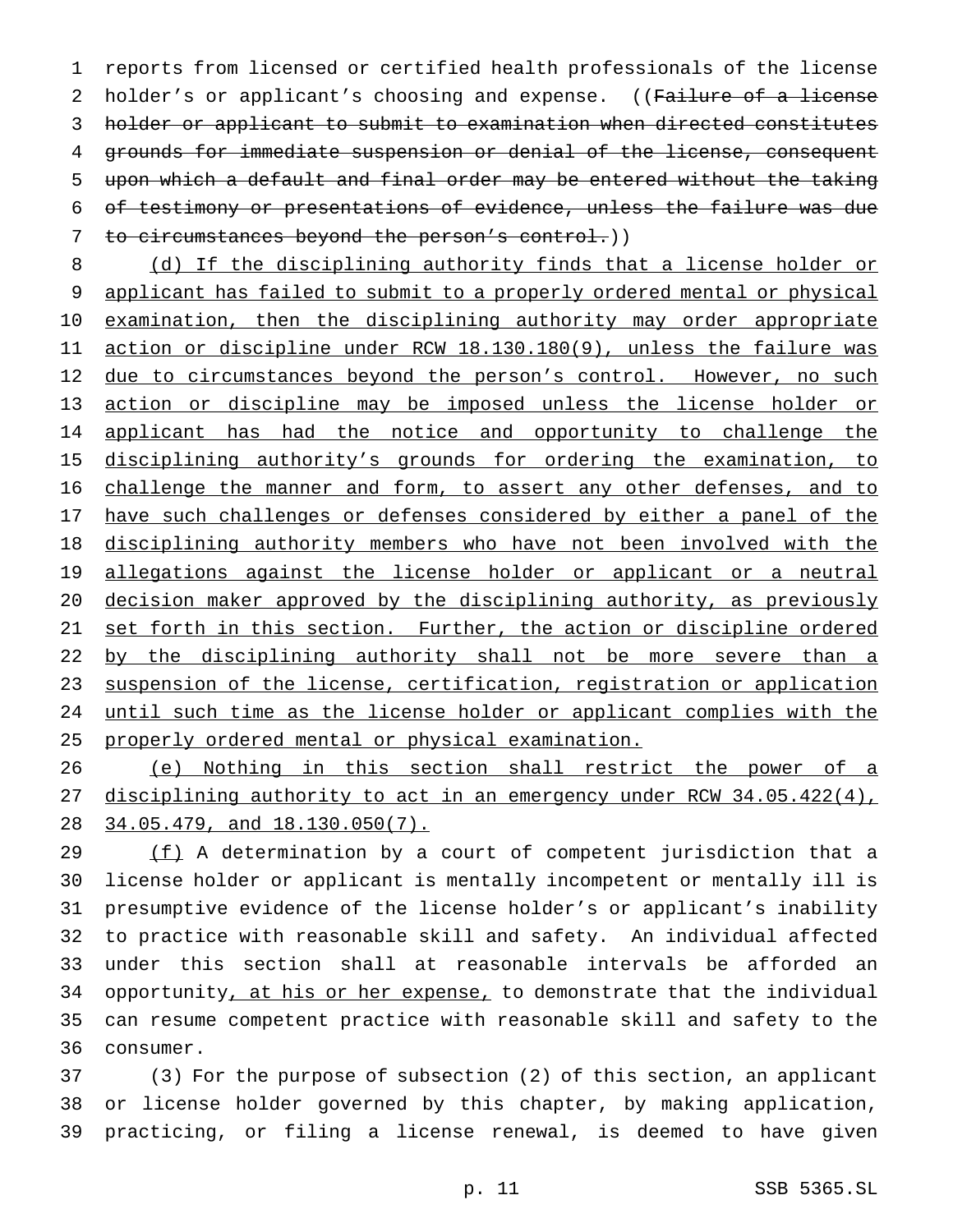reports from licensed or certified health professionals of the license holder's or applicant's choosing and expense. ((~~Failure of a license holder or applicant to submit to examination when directed constitutes grounds for immediate suspension or denial of the license, consequent upon which a default and final order may be entered without the taking of testimony or presentations of evidence, unless the failure was due to circumstances beyond the person's control.~~))

<u>(d) If the disciplining authority finds that a license holder or applicant has failed to submit to a properly ordered mental or physical examination, then the disciplining authority may order appropriate action or discipline under RCW 18.130.180(9), unless the failure was due to circumstances beyond the person's control. However, no such action or discipline may be imposed unless the license holder or applicant has had the notice and opportunity to challenge the disciplining authority's grounds for ordering the examination, to challenge the manner and form, to assert any other defenses, and to have such challenges or defenses considered by either a panel of the disciplining authority members who have not been involved with the allegations against the license holder or applicant or a neutral decision maker approved by the disciplining authority, as previously set forth in this section. Further, the action or discipline ordered by the disciplining authority shall not be more severe than a suspension of the license, certification, registration or application until such time as the license holder or applicant complies with the properly ordered mental or physical examination.</u>

<u>(e) Nothing in this section shall restrict the power of a disciplining authority to act in an emergency under RCW 34.05.422(4), 34.05.479, and 18.130.050(7).</u>

<u>(f)</u> A determination by a court of competent jurisdiction that a license holder or applicant is mentally incompetent or mentally ill is presumptive evidence of the license holder's or applicant's inability to practice with reasonable skill and safety. An individual affected under this section shall at reasonable intervals be afforded an opportunity<u>, at his or her expense,</u> to demonstrate that the individual can resume competent practice with reasonable skill and safety to the consumer.

(3) For the purpose of subsection (2) of this section, an applicant or license holder governed by this chapter, by making application, practicing, or filing a license renewal, is deemed to have given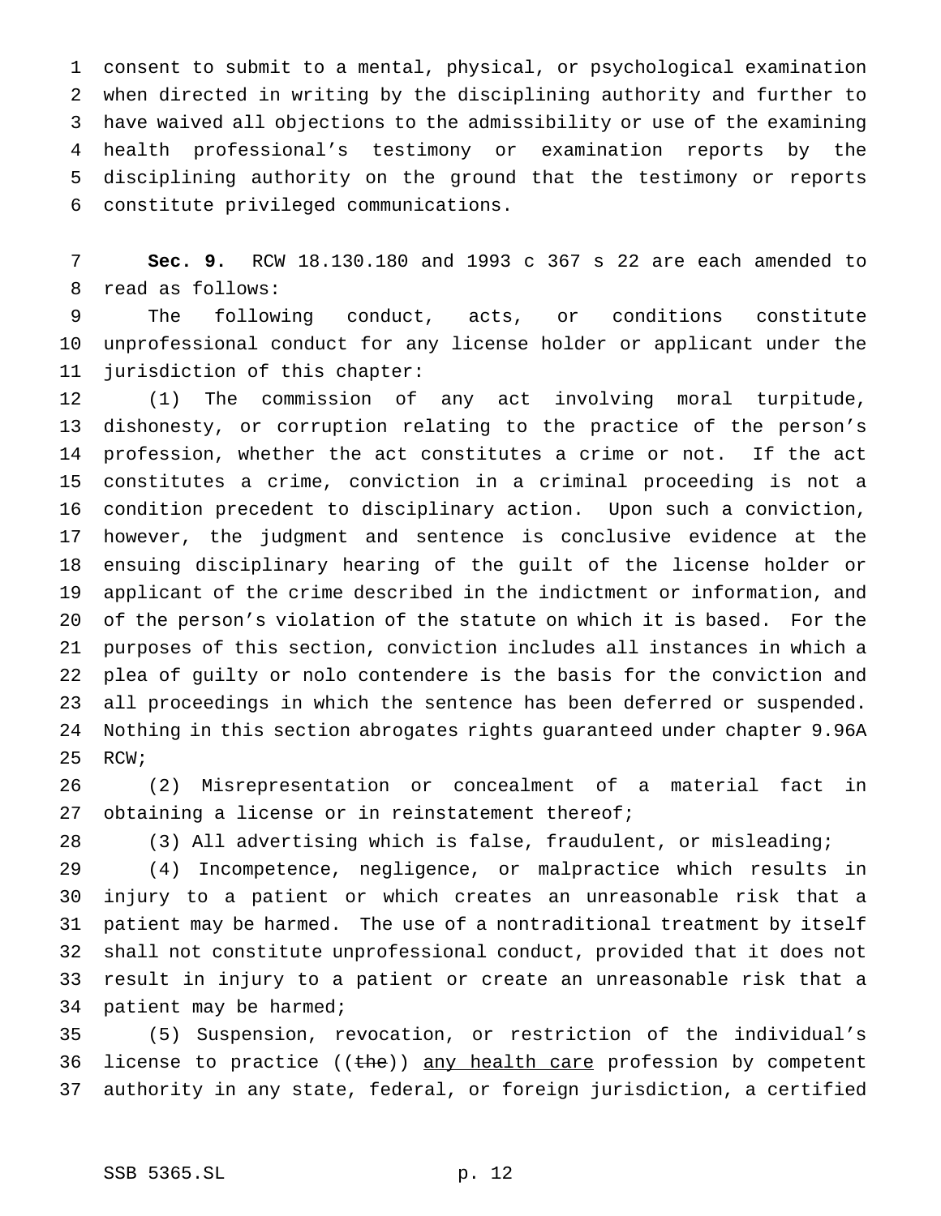consent to submit to a mental, physical, or psychological examination when directed in writing by the disciplining authority and further to have waived all objections to the admissibility or use of the examining health professional's testimony or examination reports by the disciplining authority on the ground that the testimony or reports constitute privileged communications.

**Sec. 9.** RCW 18.130.180 and 1993 c 367 s 22 are each amended to read as follows:

The following conduct, acts, or conditions constitute unprofessional conduct for any license holder or applicant under the jurisdiction of this chapter:

(1) The commission of any act involving moral turpitude, dishonesty, or corruption relating to the practice of the person's profession, whether the act constitutes a crime or not. If the act constitutes a crime, conviction in a criminal proceeding is not a condition precedent to disciplinary action. Upon such a conviction, however, the judgment and sentence is conclusive evidence at the ensuing disciplinary hearing of the guilt of the license holder or applicant of the crime described in the indictment or information, and of the person's violation of the statute on which it is based. For the purposes of this section, conviction includes all instances in which a plea of guilty or nolo contendere is the basis for the conviction and all proceedings in which the sentence has been deferred or suspended. Nothing in this section abrogates rights guaranteed under chapter 9.96A RCW;

(2) Misrepresentation or concealment of a material fact in obtaining a license or in reinstatement thereof;

(3) All advertising which is false, fraudulent, or misleading;

(4) Incompetence, negligence, or malpractice which results in injury to a patient or which creates an unreasonable risk that a patient may be harmed. The use of a nontraditional treatment by itself shall not constitute unprofessional conduct, provided that it does not result in injury to a patient or create an unreasonable risk that a patient may be harmed;

(5) Suspension, revocation, or restriction of the individual's license to practice ((~~the~~)) <u>any health care</u> profession by competent authority in any state, federal, or foreign jurisdiction, a certified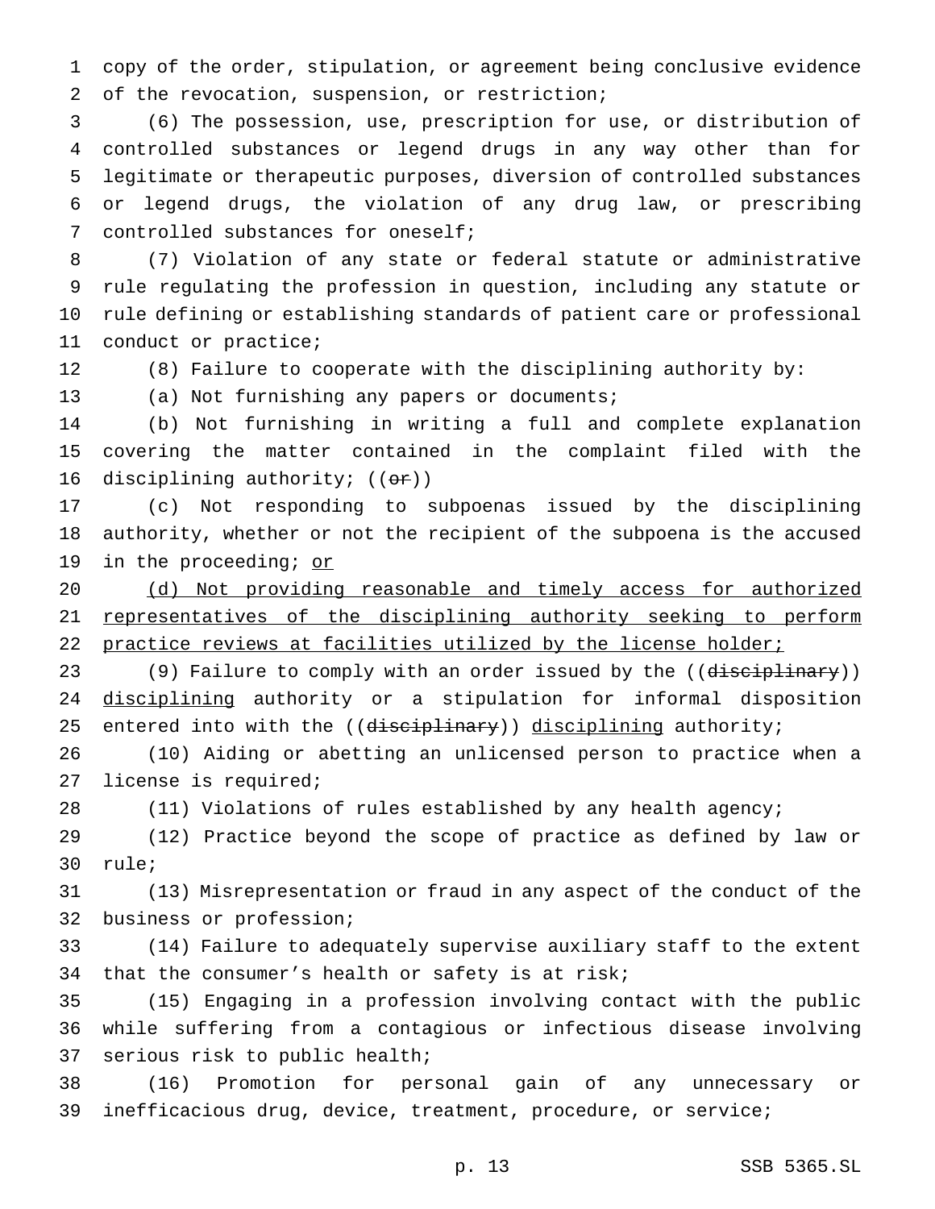copy of the order, stipulation, or agreement being conclusive evidence of the revocation, suspension, or restriction;

(6) The possession, use, prescription for use, or distribution of controlled substances or legend drugs in any way other than for legitimate or therapeutic purposes, diversion of controlled substances or legend drugs, the violation of any drug law, or prescribing controlled substances for oneself;

(7) Violation of any state or federal statute or administrative rule regulating the profession in question, including any statute or rule defining or establishing standards of patient care or professional conduct or practice;

(8) Failure to cooperate with the disciplining authority by:

(a) Not furnishing any papers or documents;

(b) Not furnishing in writing a full and complete explanation covering the matter contained in the complaint filed with the disciplining authority; ((~~or~~))

(c) Not responding to subpoenas issued by the disciplining authority, whether or not the recipient of the subpoena is the accused in the proceeding; <u>or</u>

<u>(d) Not providing reasonable and timely access for authorized representatives of the disciplining authority seeking to perform practice reviews at facilities utilized by the license holder;</u>

(9) Failure to comply with an order issued by the ((~~disciplinary~~)) <u>disciplining</u> authority or a stipulation for informal disposition entered into with the ((~~disciplinary~~)) <u>disciplining</u> authority;

(10) Aiding or abetting an unlicensed person to practice when a license is required;

(11) Violations of rules established by any health agency;

(12) Practice beyond the scope of practice as defined by law or rule;

(13) Misrepresentation or fraud in any aspect of the conduct of the business or profession;

(14) Failure to adequately supervise auxiliary staff to the extent that the consumer's health or safety is at risk;

(15) Engaging in a profession involving contact with the public while suffering from a contagious or infectious disease involving serious risk to public health;

(16) Promotion for personal gain of any unnecessary or inefficacious drug, device, treatment, procedure, or service;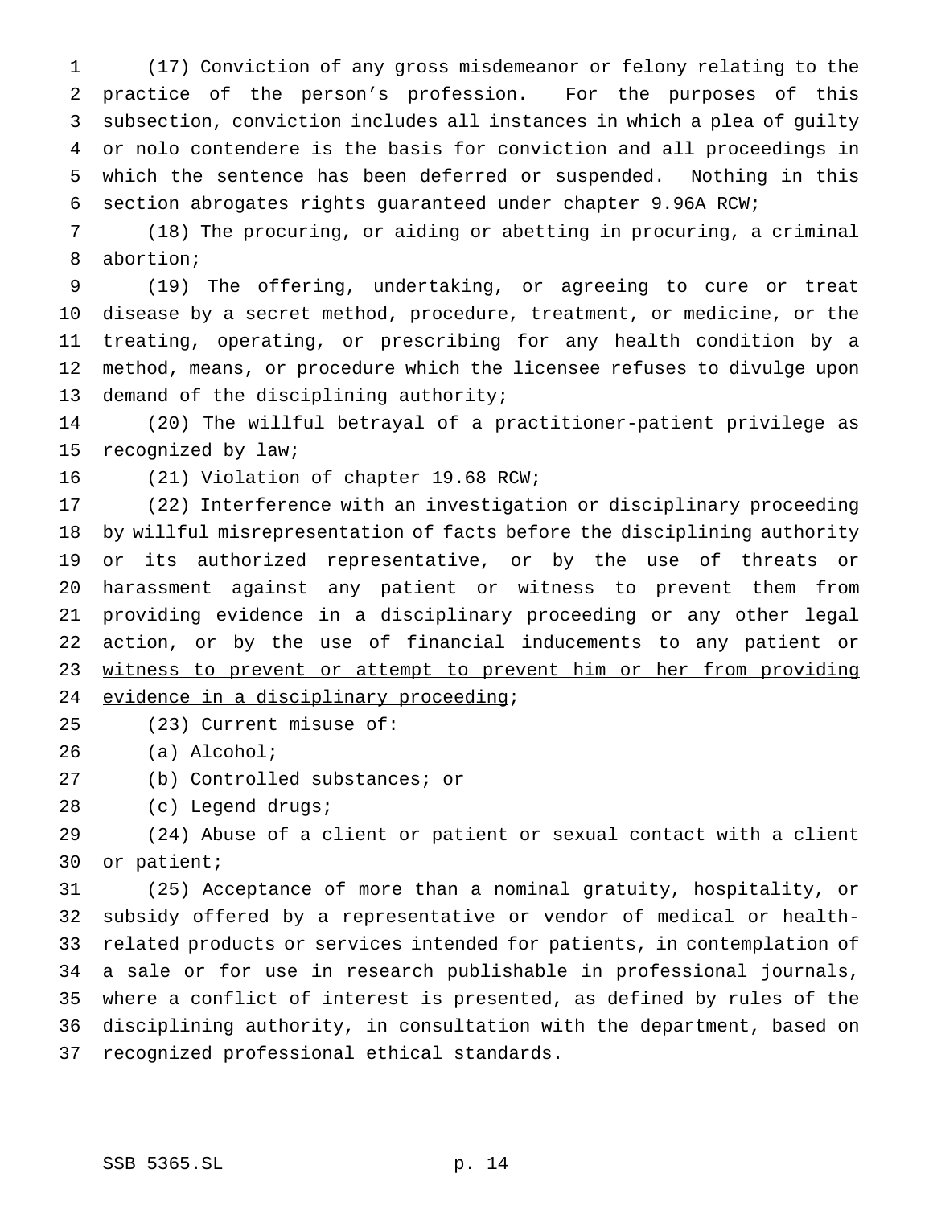(17) Conviction of any gross misdemeanor or felony relating to the practice of the person's profession. For the purposes of this subsection, conviction includes all instances in which a plea of guilty or nolo contendere is the basis for conviction and all proceedings in which the sentence has been deferred or suspended. Nothing in this section abrogates rights guaranteed under chapter 9.96A RCW;

(18) The procuring, or aiding or abetting in procuring, a criminal abortion;

(19) The offering, undertaking, or agreeing to cure or treat disease by a secret method, procedure, treatment, or medicine, or the treating, operating, or prescribing for any health condition by a method, means, or procedure which the licensee refuses to divulge upon demand of the disciplining authority;

(20) The willful betrayal of a practitioner-patient privilege as recognized by law;

(21) Violation of chapter 19.68 RCW;

(22) Interference with an investigation or disciplinary proceeding by willful misrepresentation of facts before the disciplining authority or its authorized representative, or by the use of threats or harassment against any patient or witness to prevent them from providing evidence in a disciplinary proceeding or any other legal action<u>, or by the use of financial inducements to any patient or witness to prevent or attempt to prevent him or her from providing evidence in a disciplinary proceeding</u>;

(23) Current misuse of:

(a) Alcohol;

(b) Controlled substances; or

(c) Legend drugs;

(24) Abuse of a client or patient or sexual contact with a client or patient;

(25) Acceptance of more than a nominal gratuity, hospitality, or subsidy offered by a representative or vendor of medical or health-related products or services intended for patients, in contemplation of a sale or for use in research publishable in professional journals, where a conflict of interest is presented, as defined by rules of the disciplining authority, in consultation with the department, based on recognized professional ethical standards.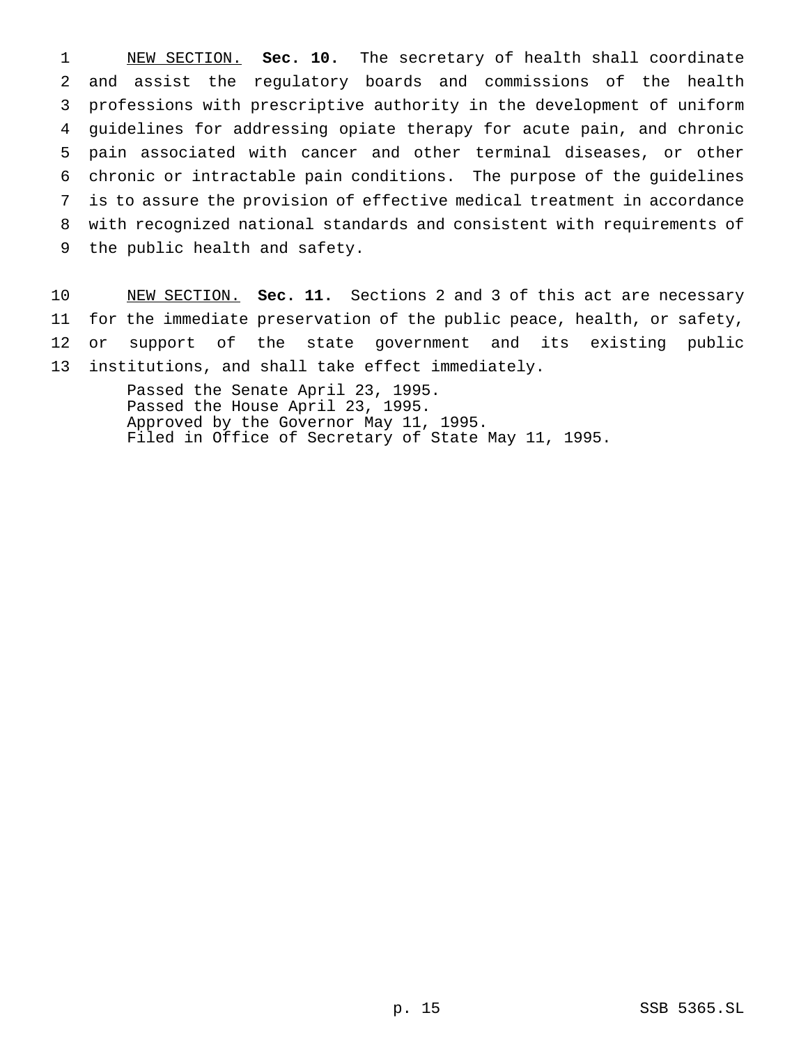NEW SECTION. **Sec. 10.** The secretary of health shall coordinate and assist the regulatory boards and commissions of the health professions with prescriptive authority in the development of uniform guidelines for addressing opiate therapy for acute pain, and chronic pain associated with cancer and other terminal diseases, or other chronic or intractable pain conditions. The purpose of the guidelines is to assure the provision of effective medical treatment in accordance with recognized national standards and consistent with requirements of the public health and safety.

NEW SECTION. **Sec. 11.** Sections 2 and 3 of this act are necessary for the immediate preservation of the public peace, health, or safety, or support of the state government and its existing public institutions, and shall take effect immediately.

Passed the Senate April 23, 1995.
Passed the House April 23, 1995.
Approved by the Governor May 11, 1995.
Filed in Office of Secretary of State May 11, 1995.